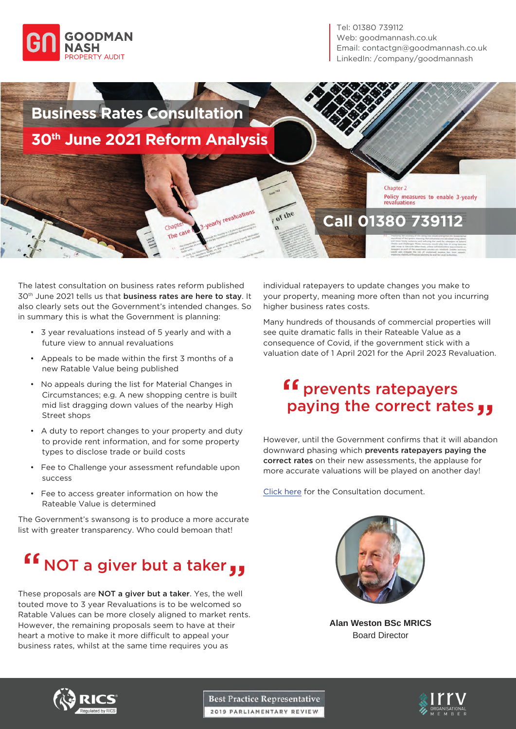GOODMAN NASH PROPERTY AUDIT

Tel: 01380 739112
Web: goodmannash.co.uk
Email: contactgn@goodmannash.co.uk
LinkedIn: /company/goodmannash

# Business Rates Consultation

## 30th June 2021 Reform Analysis

**Call 01380 739112**

The latest consultation on business rates reform published 30th June 2021 tells us that **business rates are here to stay**. It also clearly sets out the Government's intended changes. So in summary this is what the Government is planning:

- 3 year revaluations instead of 5 yearly and with a future view to annual revaluations
- Appeals to be made within the first 3 months of a new Ratable Value being published
- No appeals during the list for Material Changes in Circumstances; e.g. A new shopping centre is built mid list dragging down values of the nearby High Street shops
- A duty to report changes to your property and duty to provide rent information, and for some property types to disclose trade or build costs
- Fee to Challenge your assessment refundable upon success
- Fee to access greater information on how the Rateable Value is determined

The Government's swansong is to produce a more accurate list with greater transparency. Who could bemoan that!

## "NOT a giver but a taker"

These proposals are **NOT a giver but a taker**. Yes, the well touted move to 3 year Revaluations is to be welcomed so Ratable Values can be more closely aligned to market rents. However, the remaining proposals seem to have at their heart a motive to make it more difficult to appeal your business rates, whilst at the same time requires you as individual ratepayers to update changes you make to your property, meaning more often than not you incurring higher business rates costs.

Many hundreds of thousands of commercial properties will see quite dramatic falls in their Rateable Value as a consequence of Covid, if the government stick with a valuation date of 1 April 2021 for the April 2023 Revaluation.

## "prevents ratepayers paying the correct rates"

However, until the Government confirms that it will abandon downward phasing which **prevents ratepayers paying the correct rates** on their new assessments, the applause for more accurate valuations will be played on another day!

[Click here] for the Consultation document.

**Alan Weston BSc MRICS**
Board Director

RICS Regulated by RICS | Best Practice Representative 2019 PARLIAMENTARY REVIEW | IRRV Organisational Member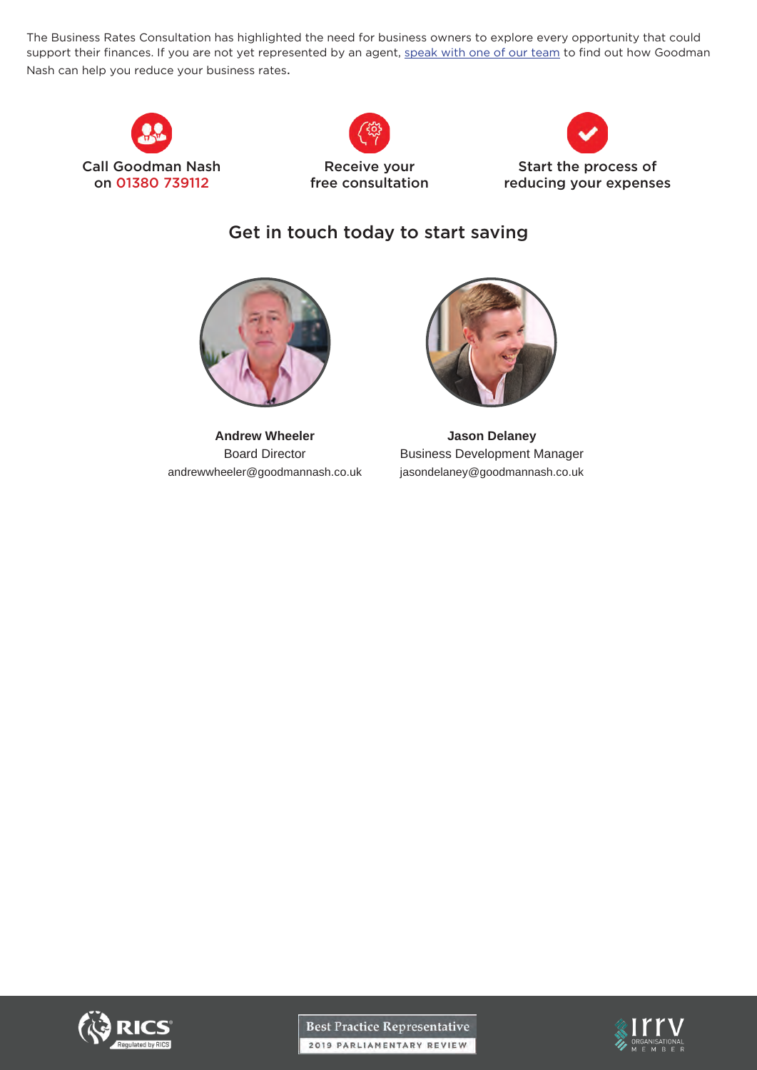The Business Rates Consultation has highlighted the need for business owners to explore every opportunity that could support their finances. If you are not yet represented by an agent, speak with one of our team to find out how Goodman Nash can help you reduce your business rates.

Call Goodman Nash on 01380 739112

Receive your free consultation

Start the process of reducing your expenses

## Get in touch today to start saving

**Andrew Wheeler**
Board Director
andrewwheeler@goodmannash.co.uk

**Jason Delaney**
Business Development Manager
jasondelaney@goodmannash.co.uk

RICS Regulated by RICS

Best Practice Representative
2019 PARLIAMENTARY REVIEW

IRRV ORGANISATIONAL MEMBER